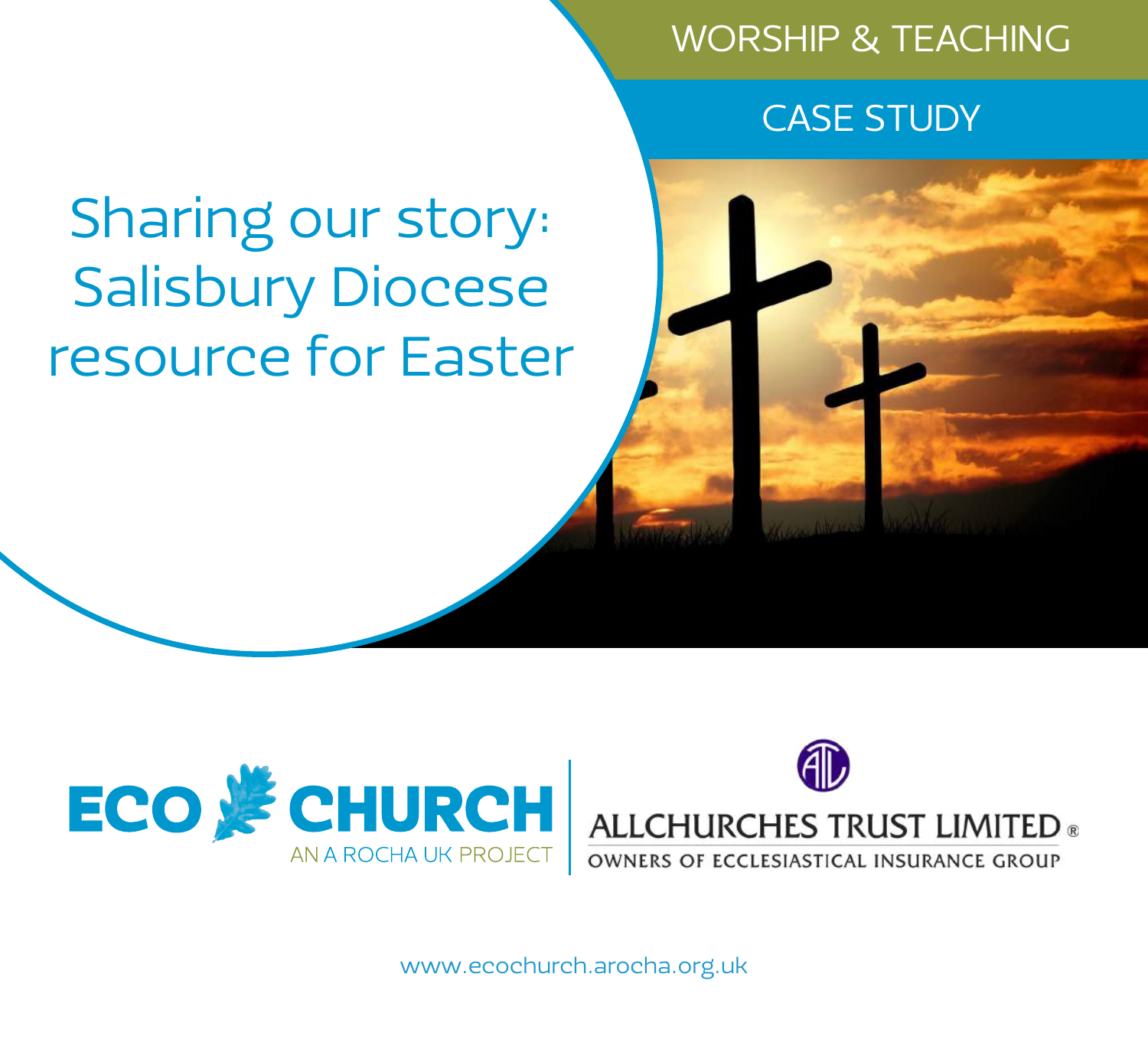WORSHIP & TEACHING

CASE STUDY

# Sharing our story: Salisbury Diocese resource for Easter

ECO CHURCH
AN A ROCHA UK PROJECT

ALLCHURCHES TRUST LIMITED®
OWNERS OF ECCLESIASTICAL INSURANCE GROUP

www.ecochurch.arocha.org.uk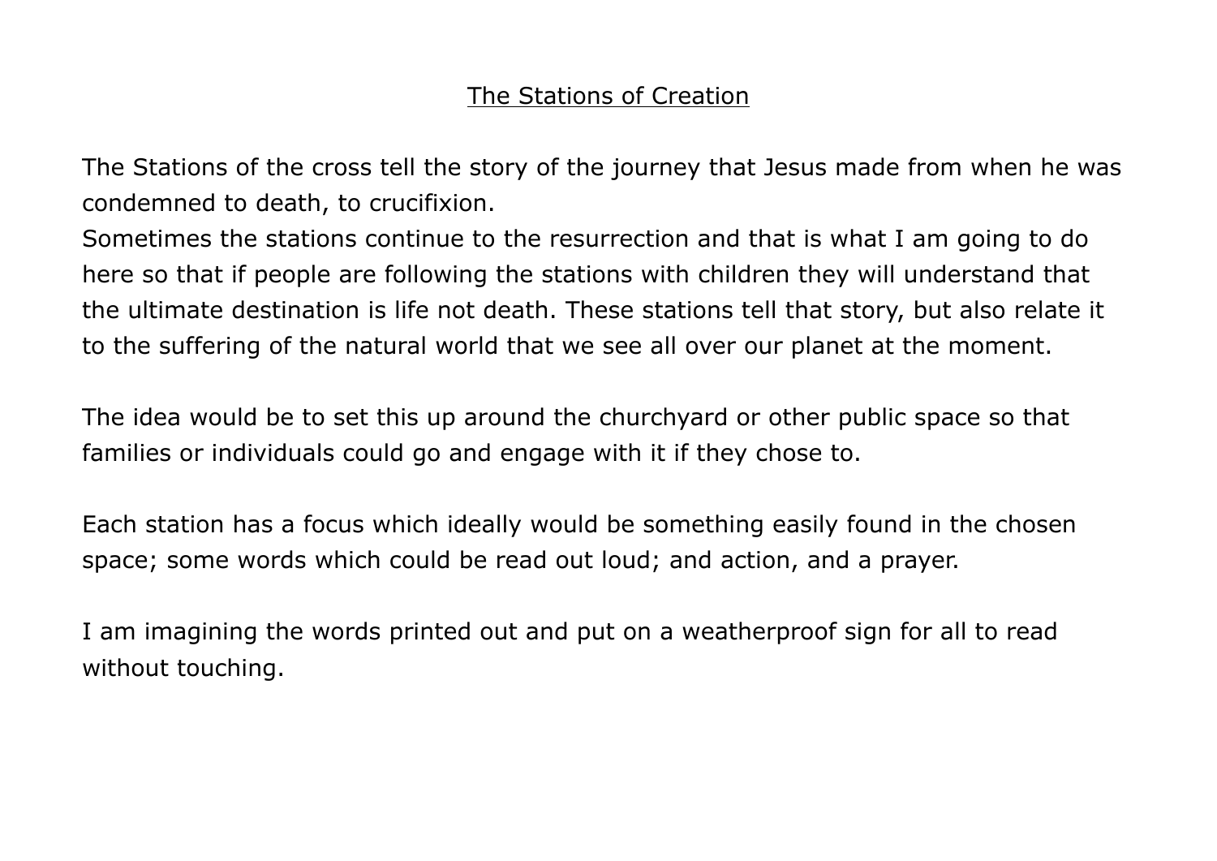# The Stations of Creation

The Stations of the cross tell the story of the journey that Jesus made from when he was condemned to death, to crucifixion.
Sometimes the stations continue to the resurrection and that is what I am going to do here so that if people are following the stations with children they will understand that the ultimate destination is life not death. These stations tell that story, but also relate it to the suffering of the natural world that we see all over our planet at the moment.

The idea would be to set this up around the churchyard or other public space so that families or individuals could go and engage with it if they chose to.

Each station has a focus which ideally would be something easily found in the chosen space; some words which could be read out loud; and action, and a prayer.

I am imagining the words printed out and put on a weatherproof sign for all to read without touching.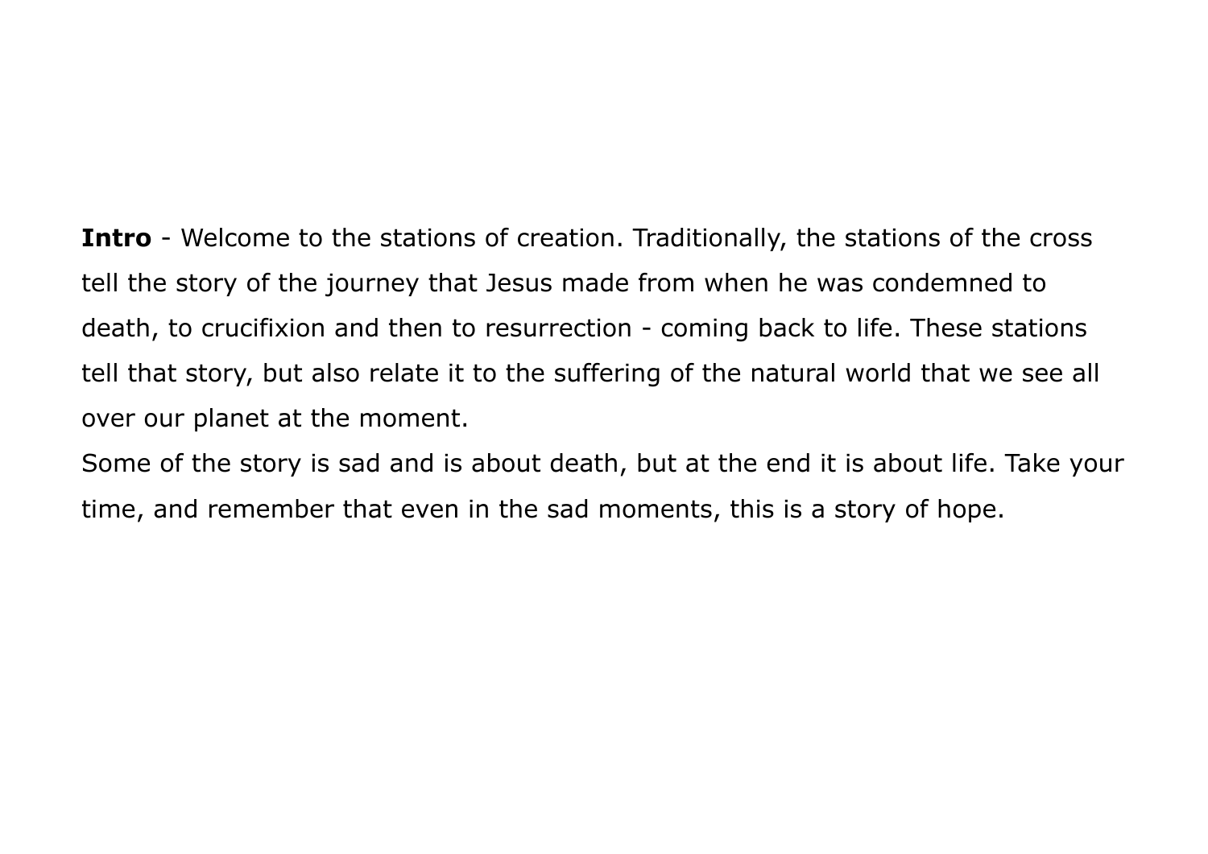**Intro** - Welcome to the stations of creation. Traditionally, the stations of the cross tell the story of the journey that Jesus made from when he was condemned to death, to crucifixion and then to resurrection - coming back to life. These stations tell that story, but also relate it to the suffering of the natural world that we see all over our planet at the moment.

Some of the story is sad and is about death, but at the end it is about life. Take your time, and remember that even in the sad moments, this is a story of hope.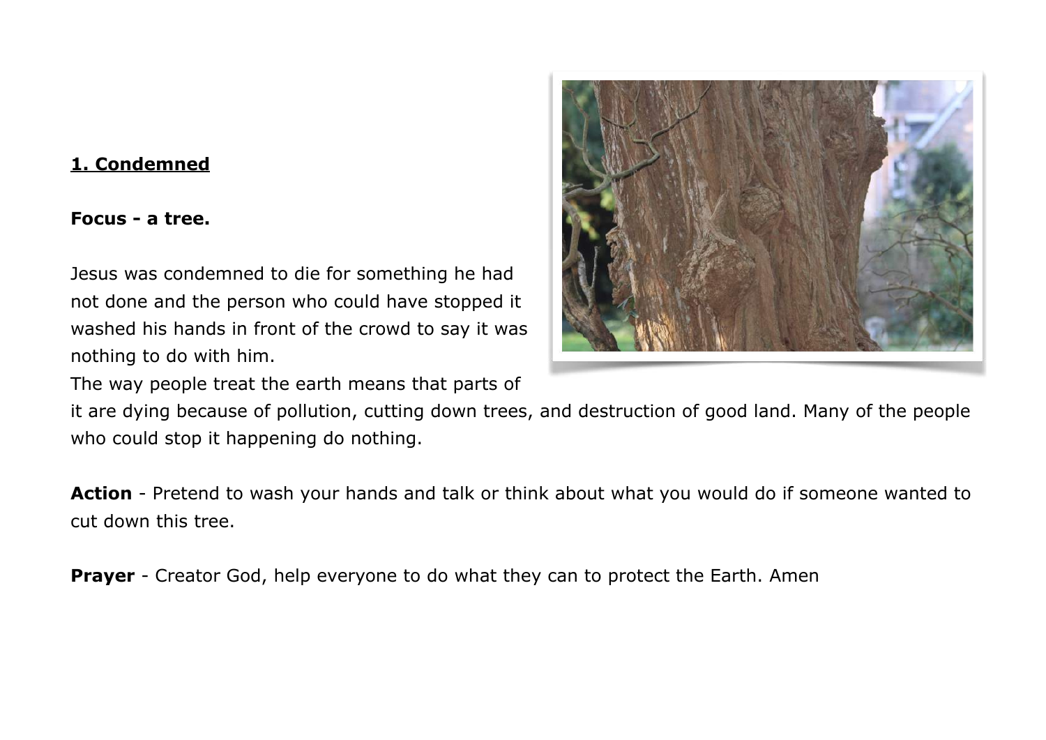**<u>1. Condemned</u>**

**Focus - a tree.**

Jesus was condemned to die for something he had not done and the person who could have stopped it washed his hands in front of the crowd to say it was nothing to do with him.

The way people treat the earth means that parts of it are dying because of pollution, cutting down trees, and destruction of good land. Many of the people who could stop it happening do nothing.

**Action** - Pretend to wash your hands and talk or think about what you would do if someone wanted to cut down this tree.

**Prayer** - Creator God, help everyone to do what they can to protect the Earth. Amen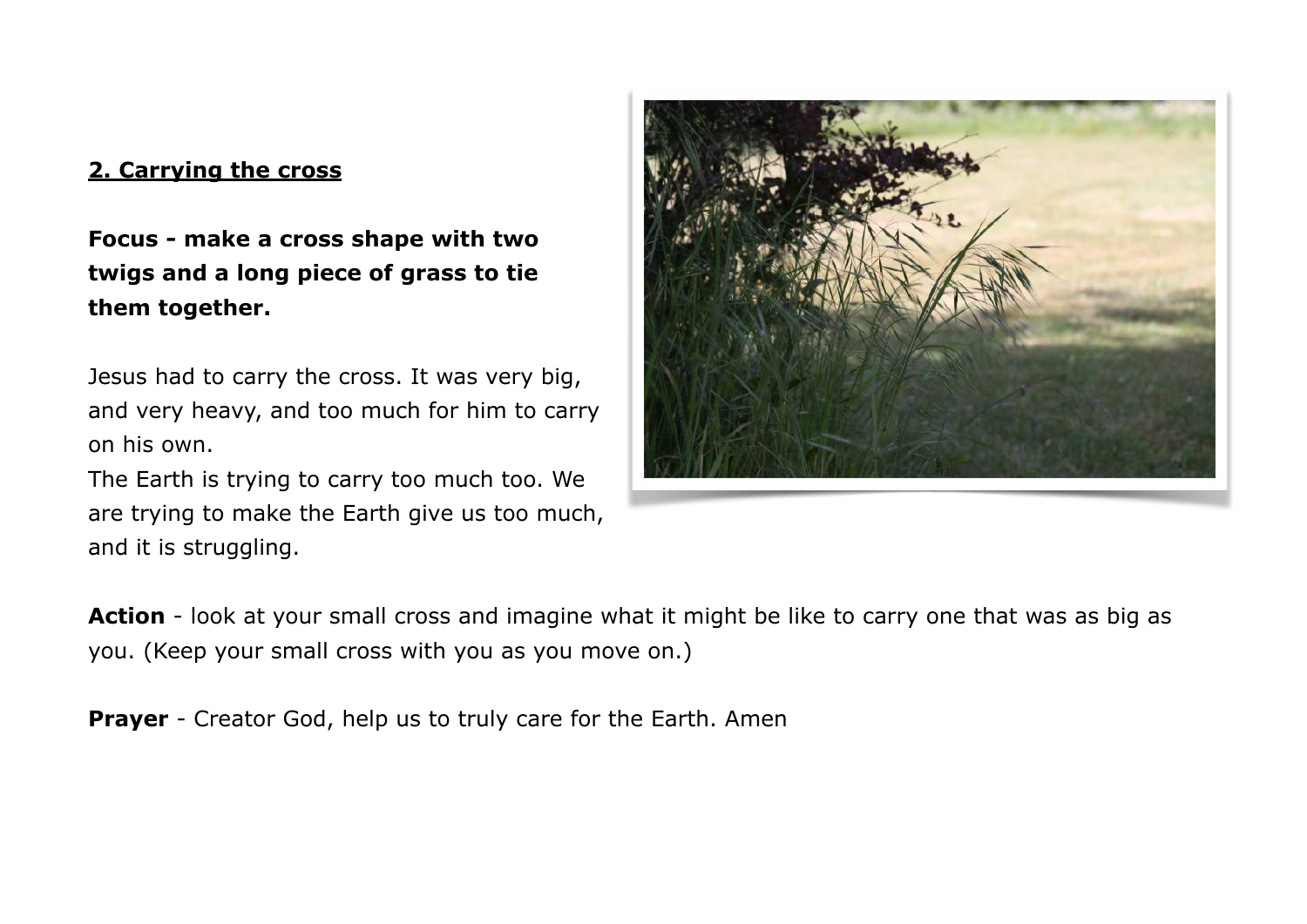## 2. Carrying the cross

**Focus - make a cross shape with two twigs and a long piece of grass to tie them together.**

Jesus had to carry the cross. It was very big, and very heavy, and too much for him to carry on his own.

The Earth is trying to carry too much too. We are trying to make the Earth give us too much, and it is struggling.

**Action** - look at your small cross and imagine what it might be like to carry one that was as big as you. (Keep your small cross with you as you move on.)

**Prayer** - Creator God, help us to truly care for the Earth. Amen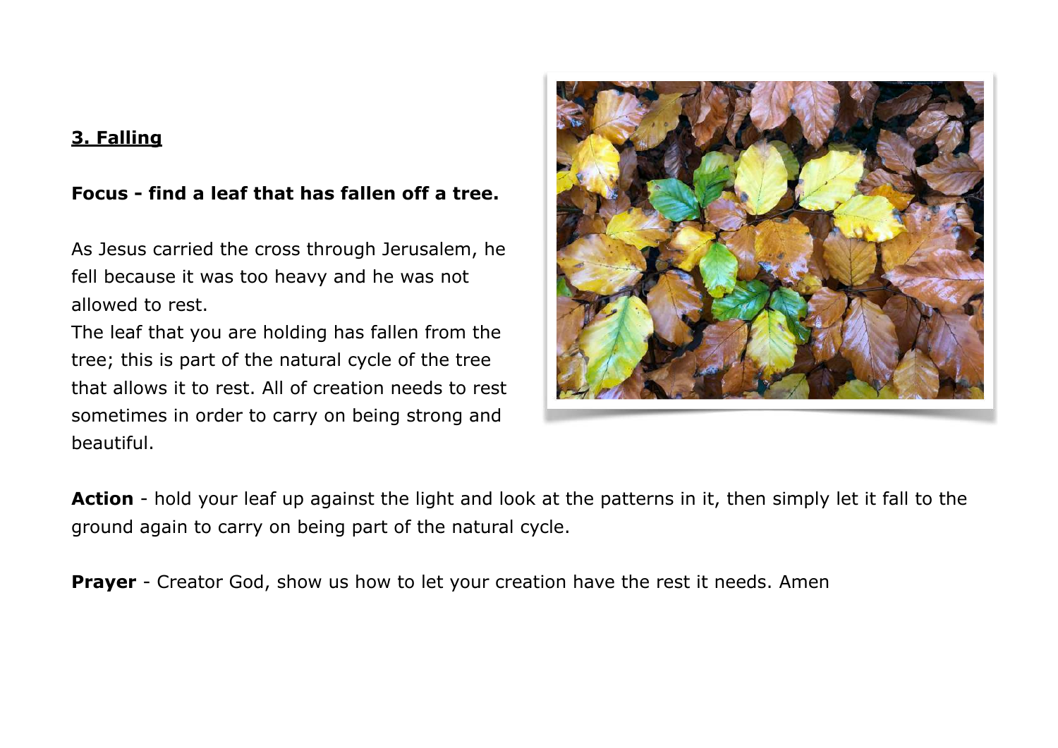### 3. Falling

**Focus - find a leaf that has fallen off a tree.**

As Jesus carried the cross through Jerusalem, he fell because it was too heavy and he was not allowed to rest.
The leaf that you are holding has fallen from the tree; this is part of the natural cycle of the tree that allows it to rest. All of creation needs to rest sometimes in order to carry on being strong and beautiful.

**Action** - hold your leaf up against the light and look at the patterns in it, then simply let it fall to the ground again to carry on being part of the natural cycle.

**Prayer** - Creator God, show us how to let your creation have the rest it needs. Amen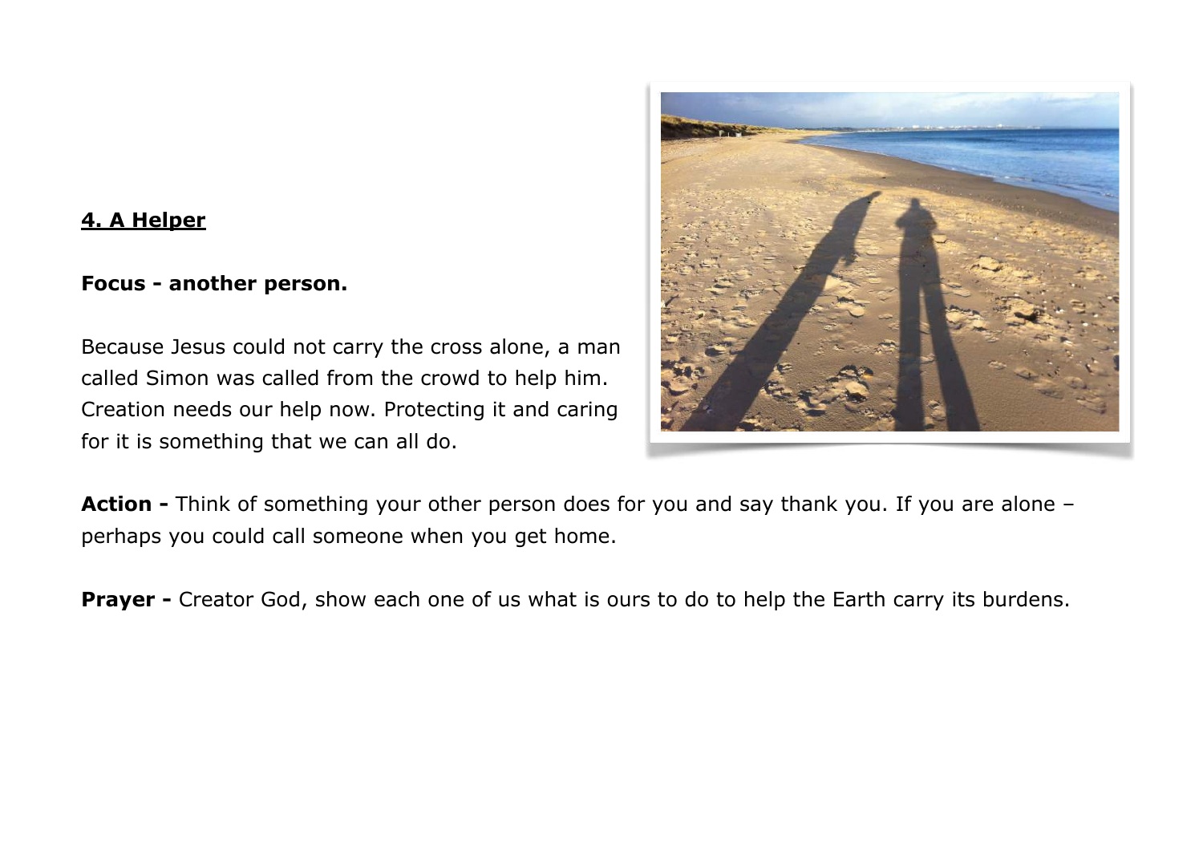## 4. A Helper

**Focus - another person.**

Because Jesus could not carry the cross alone, a man called Simon was called from the crowd to help him. Creation needs our help now. Protecting it and caring for it is something that we can all do.

**Action -** Think of something your other person does for you and say thank you. If you are alone – perhaps you could call someone when you get home.

**Prayer -** Creator God, show each one of us what is ours to do to help the Earth carry its burdens.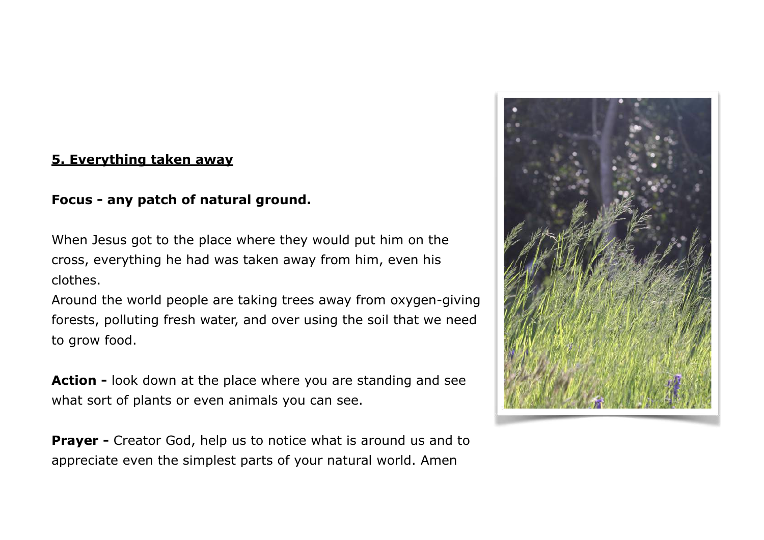## 5. Everything taken away

**Focus - any patch of natural ground.**

When Jesus got to the place where they would put him on the cross, everything he had was taken away from him, even his clothes.
Around the world people are taking trees away from oxygen-giving forests, polluting fresh water, and over using the soil that we need to grow food.

**Action -** look down at the place where you are standing and see what sort of plants or even animals you can see.

**Prayer -** Creator God, help us to notice what is around us and to appreciate even the simplest parts of your natural world. Amen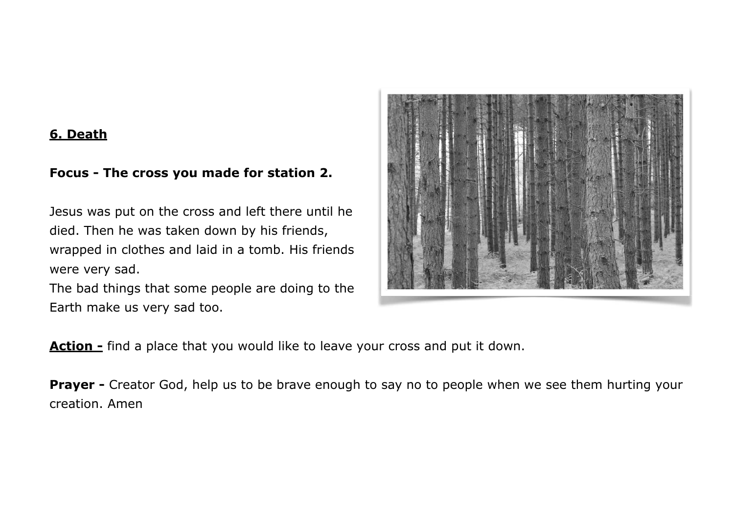**6. Death**

**Focus - The cross you made for station 2.**

Jesus was put on the cross and left there until he died. Then he was taken down by his friends, wrapped in clothes and laid in a tomb. His friends were very sad.
The bad things that some people are doing to the Earth make us very sad too.

**Action -** find a place that you would like to leave your cross and put it down.

**Prayer -** Creator God, help us to be brave enough to say no to people when we see them hurting your creation. Amen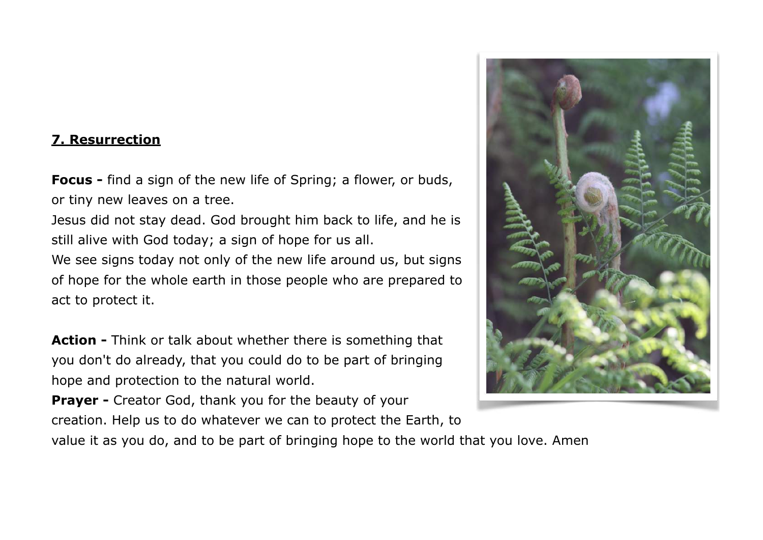**7. Resurrection**

**Focus -** find a sign of the new life of Spring; a flower, or buds, or tiny new leaves on a tree.
Jesus did not stay dead. God brought him back to life, and he is still alive with God today; a sign of hope for us all.
We see signs today not only of the new life around us, but signs of hope for the whole earth in those people who are prepared to act to protect it.

**Action -** Think or talk about whether there is something that you don't do already, that you could do to be part of bringing hope and protection to the natural world.
**Prayer -** Creator God, thank you for the beauty of your creation. Help us to do whatever we can to protect the Earth, to value it as you do, and to be part of bringing hope to the world that you love. Amen